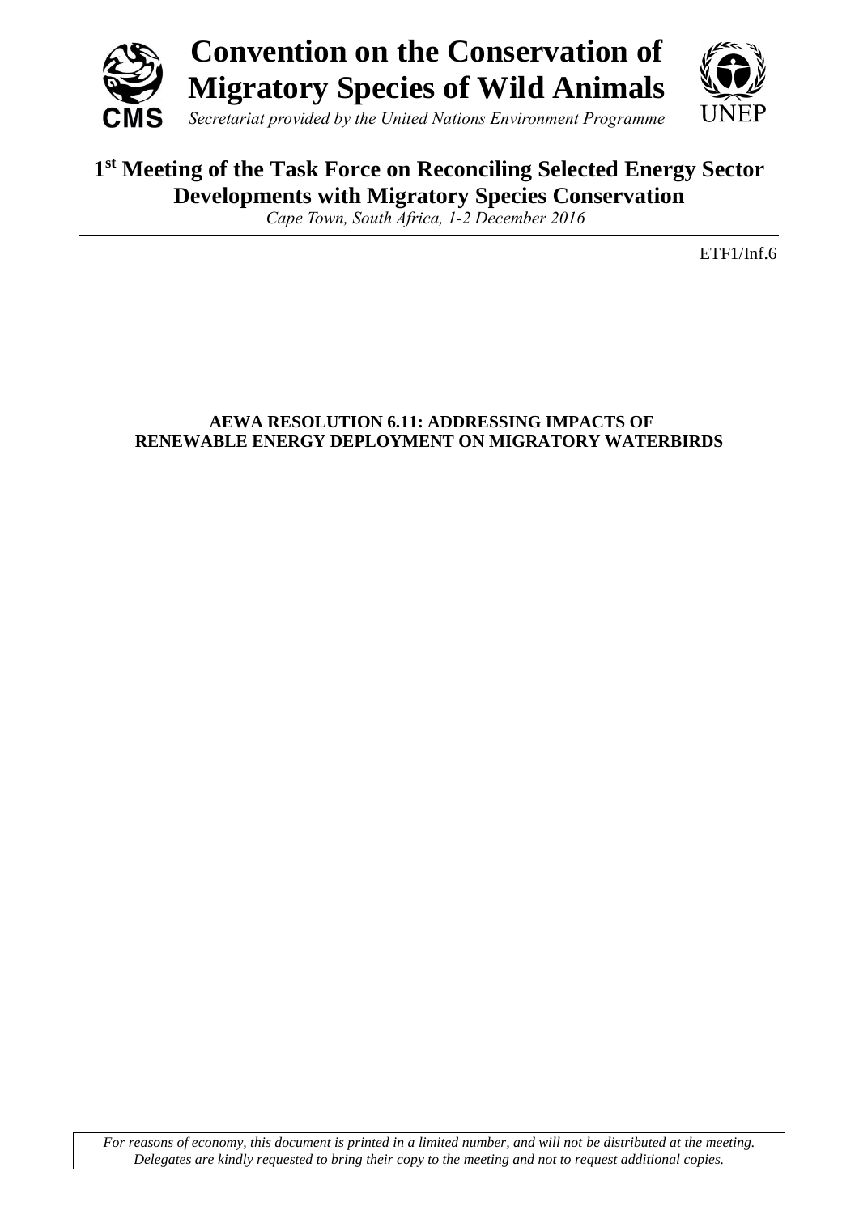# Convention on the Conservation of Migratory Species of Wild Animals

*Secretariat provided by the United Nations Environment Programme*

## 1st Meeting of the Task Force on Reconciling Selected Energy Sector Developments with Migratory Species Conservation

*Cape Town, South Africa, 1-2 December 2016*

ETF1/Inf.6

**AEWA RESOLUTION 6.11: ADDRESSING IMPACTS OF RENEWABLE ENERGY DEPLOYMENT ON MIGRATORY WATERBIRDS**

*For reasons of economy, this document is printed in a limited number, and will not be distributed at the meeting. Delegates are kindly requested to bring their copy to the meeting and not to request additional copies.*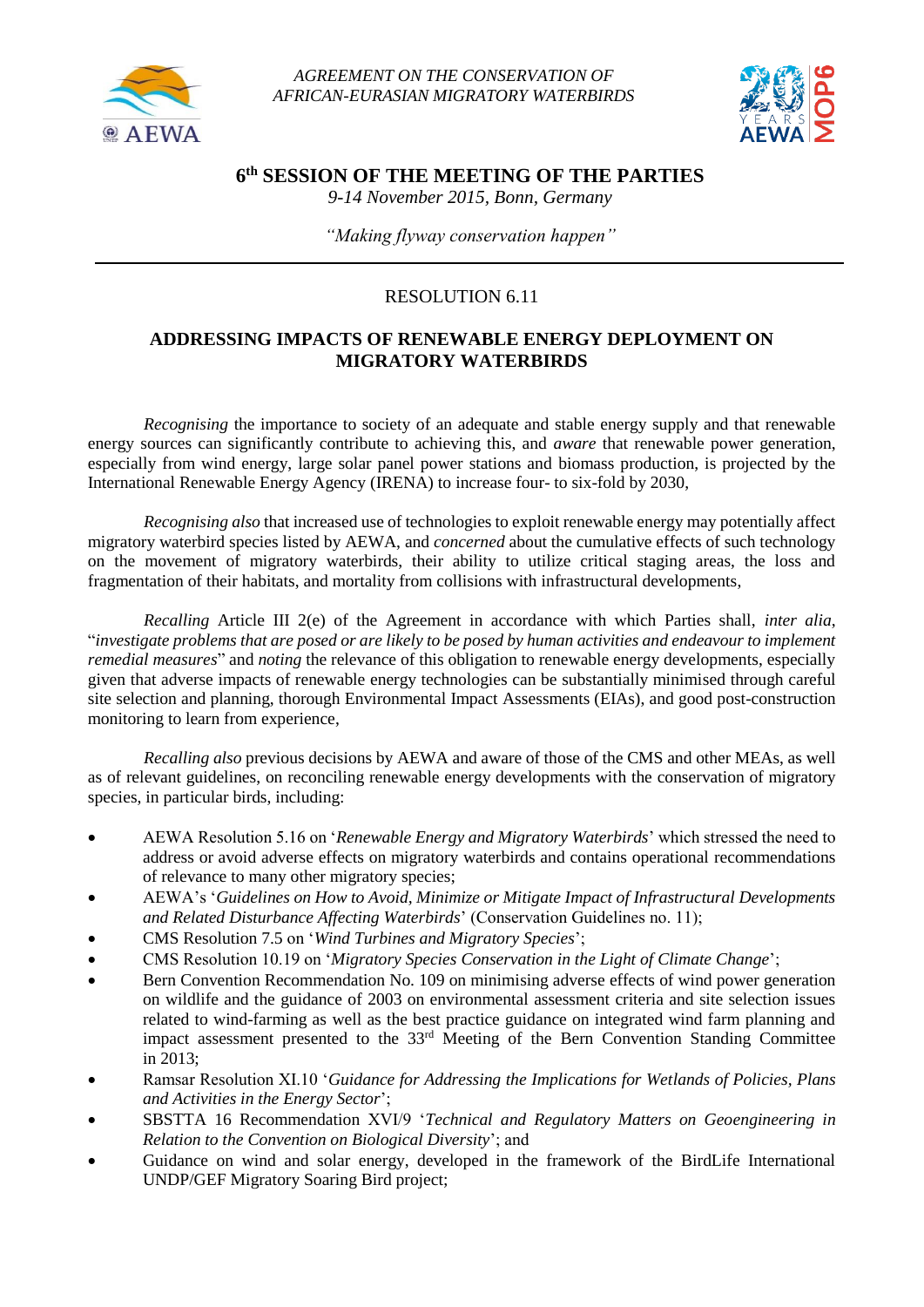AGREEMENT ON THE CONSERVATION OF AFRICAN-EURASIAN MIGRATORY WATERBIRDS

# 6th SESSION OF THE MEETING OF THE PARTIES

*9-14 November 2015, Bonn, Germany*

*"Making flyway conservation happen"*

---

## RESOLUTION 6.11

## ADDRESSING IMPACTS OF RENEWABLE ENERGY DEPLOYMENT ON MIGRATORY WATERBIRDS

*Recognising* the importance to society of an adequate and stable energy supply and that renewable energy sources can significantly contribute to achieving this, and *aware* that renewable power generation, especially from wind energy, large solar panel power stations and biomass production, is projected by the International Renewable Energy Agency (IRENA) to increase four- to six-fold by 2030,

*Recognising also* that increased use of technologies to exploit renewable energy may potentially affect migratory waterbird species listed by AEWA, and *concerned* about the cumulative effects of such technology on the movement of migratory waterbirds, their ability to utilize critical staging areas, the loss and fragmentation of their habitats, and mortality from collisions with infrastructural developments,

*Recalling* Article III 2(e) of the Agreement in accordance with which Parties shall, *inter alia*, "*investigate problems that are posed or are likely to be posed by human activities and endeavour to implement remedial measures*" and *noting* the relevance of this obligation to renewable energy developments, especially given that adverse impacts of renewable energy technologies can be substantially minimised through careful site selection and planning, thorough Environmental Impact Assessments (EIAs), and good post-construction monitoring to learn from experience,

*Recalling also* previous decisions by AEWA and aware of those of the CMS and other MEAs, as well as of relevant guidelines, on reconciling renewable energy developments with the conservation of migratory species, in particular birds, including:

- AEWA Resolution 5.16 on '*Renewable Energy and Migratory Waterbirds*' which stressed the need to address or avoid adverse effects on migratory waterbirds and contains operational recommendations of relevance to many other migratory species;
- AEWA's '*Guidelines on How to Avoid, Minimize or Mitigate Impact of Infrastructural Developments and Related Disturbance Affecting Waterbirds*' (Conservation Guidelines no. 11);
- CMS Resolution 7.5 on '*Wind Turbines and Migratory Species*';
- CMS Resolution 10.19 on '*Migratory Species Conservation in the Light of Climate Change*';
- Bern Convention Recommendation No. 109 on minimising adverse effects of wind power generation on wildlife and the guidance of 2003 on environmental assessment criteria and site selection issues related to wind-farming as well as the best practice guidance on integrated wind farm planning and impact assessment presented to the 33rd Meeting of the Bern Convention Standing Committee in 2013;
- Ramsar Resolution XI.10 '*Guidance for Addressing the Implications for Wetlands of Policies, Plans and Activities in the Energy Sector*';
- SBSTTA 16 Recommendation XVI/9 '*Technical and Regulatory Matters on Geoengineering in Relation to the Convention on Biological Diversity*'; and
- Guidance on wind and solar energy, developed in the framework of the BirdLife International UNDP/GEF Migratory Soaring Bird project;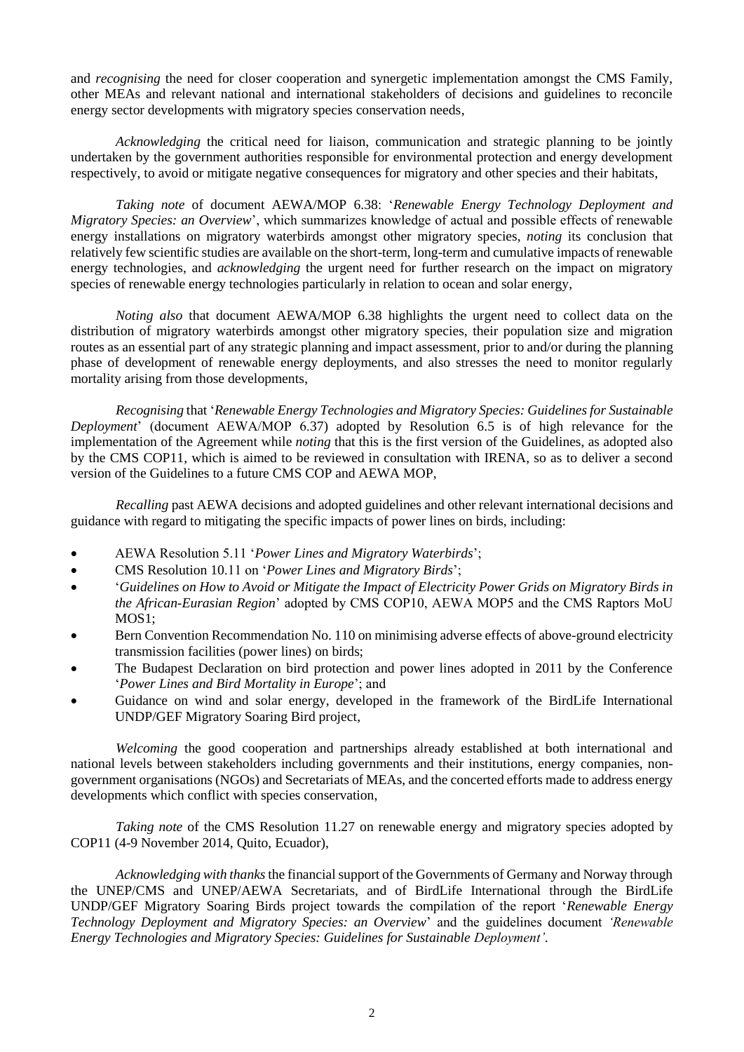and *recognising* the need for closer cooperation and synergetic implementation amongst the CMS Family, other MEAs and relevant national and international stakeholders of decisions and guidelines to reconcile energy sector developments with migratory species conservation needs,

*Acknowledging* the critical need for liaison, communication and strategic planning to be jointly undertaken by the government authorities responsible for environmental protection and energy development respectively, to avoid or mitigate negative consequences for migratory and other species and their habitats,

*Taking note* of document AEWA/MOP 6.38: '*Renewable Energy Technology Deployment and Migratory Species: an Overview*', which summarizes knowledge of actual and possible effects of renewable energy installations on migratory waterbirds amongst other migratory species, *noting* its conclusion that relatively few scientific studies are available on the short-term, long-term and cumulative impacts of renewable energy technologies, and *acknowledging* the urgent need for further research on the impact on migratory species of renewable energy technologies particularly in relation to ocean and solar energy,

*Noting also* that document AEWA/MOP 6.38 highlights the urgent need to collect data on the distribution of migratory waterbirds amongst other migratory species, their population size and migration routes as an essential part of any strategic planning and impact assessment, prior to and/or during the planning phase of development of renewable energy deployments, and also stresses the need to monitor regularly mortality arising from those developments,

*Recognising* that '*Renewable Energy Technologies and Migratory Species: Guidelines for Sustainable Deployment*' (document AEWA/MOP 6.37) adopted by Resolution 6.5 is of high relevance for the implementation of the Agreement while *noting* that this is the first version of the Guidelines, as adopted also by the CMS COP11, which is aimed to be reviewed in consultation with IRENA, so as to deliver a second version of the Guidelines to a future CMS COP and AEWA MOP,

*Recalling* past AEWA decisions and adopted guidelines and other relevant international decisions and guidance with regard to mitigating the specific impacts of power lines on birds, including:

- AEWA Resolution 5.11 '*Power Lines and Migratory Waterbirds*';
- CMS Resolution 10.11 on '*Power Lines and Migratory Birds*';
- '*Guidelines on How to Avoid or Mitigate the Impact of Electricity Power Grids on Migratory Birds in the African-Eurasian Region*' adopted by CMS COP10, AEWA MOP5 and the CMS Raptors MoU MOS1;
- Bern Convention Recommendation No. 110 on minimising adverse effects of above-ground electricity transmission facilities (power lines) on birds;
- The Budapest Declaration on bird protection and power lines adopted in 2011 by the Conference '*Power Lines and Bird Mortality in Europe*'; and
- Guidance on wind and solar energy, developed in the framework of the BirdLife International UNDP/GEF Migratory Soaring Bird project,

*Welcoming* the good cooperation and partnerships already established at both international and national levels between stakeholders including governments and their institutions, energy companies, non-government organisations (NGOs) and Secretariats of MEAs, and the concerted efforts made to address energy developments which conflict with species conservation,

*Taking note* of the CMS Resolution 11.27 on renewable energy and migratory species adopted by COP11 (4-9 November 2014, Quito, Ecuador),

*Acknowledging with thanks* the financial support of the Governments of Germany and Norway through the UNEP/CMS and UNEP/AEWA Secretariats, and of BirdLife International through the BirdLife UNDP/GEF Migratory Soaring Birds project towards the compilation of the report '*Renewable Energy Technology Deployment and Migratory Species: an Overview*' and the guidelines document *'Renewable Energy Technologies and Migratory Species: Guidelines for Sustainable Deployment'*.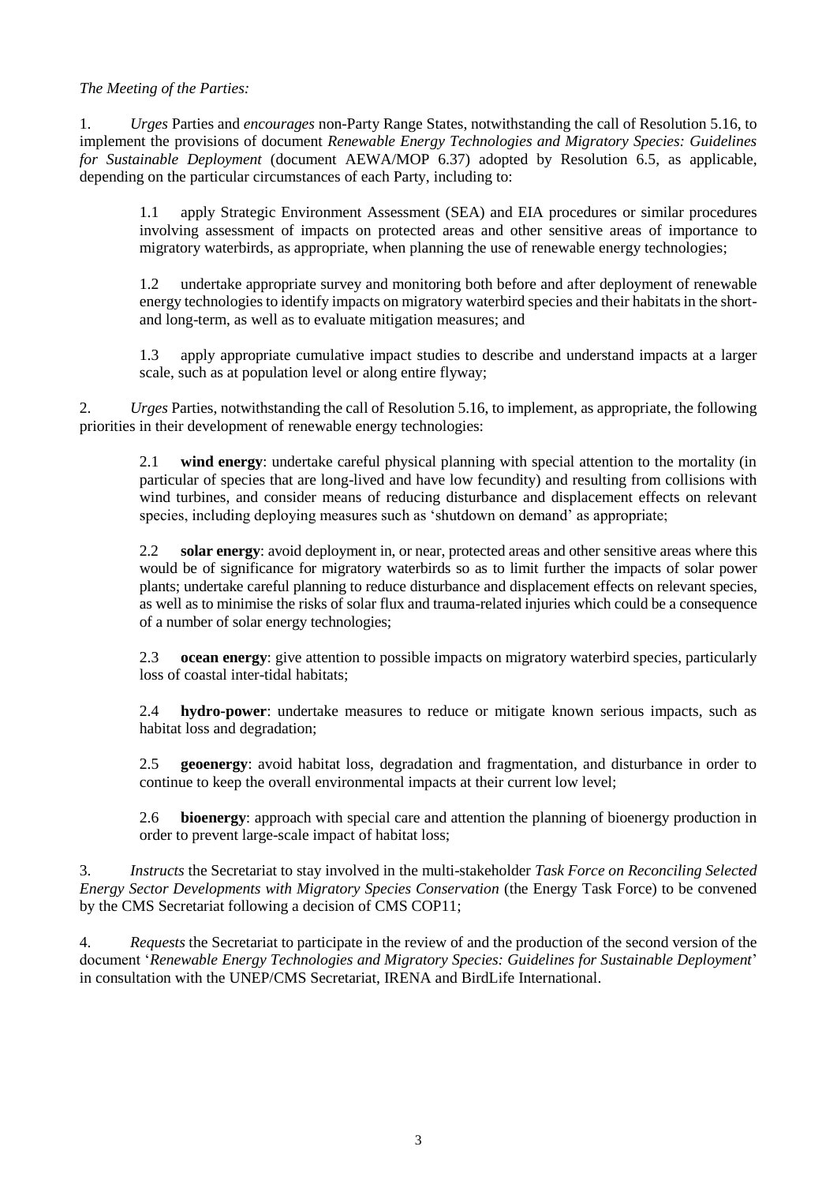*The Meeting of the Parties:*

1. *Urges* Parties and *encourages* non-Party Range States, notwithstanding the call of Resolution 5.16, to implement the provisions of document *Renewable Energy Technologies and Migratory Species: Guidelines for Sustainable Deployment* (document AEWA/MOP 6.37) adopted by Resolution 6.5, as applicable, depending on the particular circumstances of each Party, including to:

   1.1 apply Strategic Environment Assessment (SEA) and EIA procedures or similar procedures involving assessment of impacts on protected areas and other sensitive areas of importance to migratory waterbirds, as appropriate, when planning the use of renewable energy technologies;

   1.2 undertake appropriate survey and monitoring both before and after deployment of renewable energy technologies to identify impacts on migratory waterbird species and their habitats in the short- and long-term, as well as to evaluate mitigation measures; and

   1.3 apply appropriate cumulative impact studies to describe and understand impacts at a larger scale, such as at population level or along entire flyway;

2. *Urges* Parties, notwithstanding the call of Resolution 5.16, to implement, as appropriate, the following priorities in their development of renewable energy technologies:

   2.1 **wind energy**: undertake careful physical planning with special attention to the mortality (in particular of species that are long-lived and have low fecundity) and resulting from collisions with wind turbines, and consider means of reducing disturbance and displacement effects on relevant species, including deploying measures such as 'shutdown on demand' as appropriate;

   2.2 **solar energy**: avoid deployment in, or near, protected areas and other sensitive areas where this would be of significance for migratory waterbirds so as to limit further the impacts of solar power plants; undertake careful planning to reduce disturbance and displacement effects on relevant species, as well as to minimise the risks of solar flux and trauma-related injuries which could be a consequence of a number of solar energy technologies;

   2.3 **ocean energy**: give attention to possible impacts on migratory waterbird species, particularly loss of coastal inter-tidal habitats;

   2.4 **hydro-power**: undertake measures to reduce or mitigate known serious impacts, such as habitat loss and degradation;

   2.5 **geoenergy**: avoid habitat loss, degradation and fragmentation, and disturbance in order to continue to keep the overall environmental impacts at their current low level;

   2.6 **bioenergy**: approach with special care and attention the planning of bioenergy production in order to prevent large-scale impact of habitat loss;

3. *Instructs* the Secretariat to stay involved in the multi-stakeholder *Task Force on Reconciling Selected Energy Sector Developments with Migratory Species Conservation* (the Energy Task Force) to be convened by the CMS Secretariat following a decision of CMS COP11;

4. *Requests* the Secretariat to participate in the review of and the production of the second version of the document '*Renewable Energy Technologies and Migratory Species: Guidelines for Sustainable Deployment*' in consultation with the UNEP/CMS Secretariat, IRENA and BirdLife International.